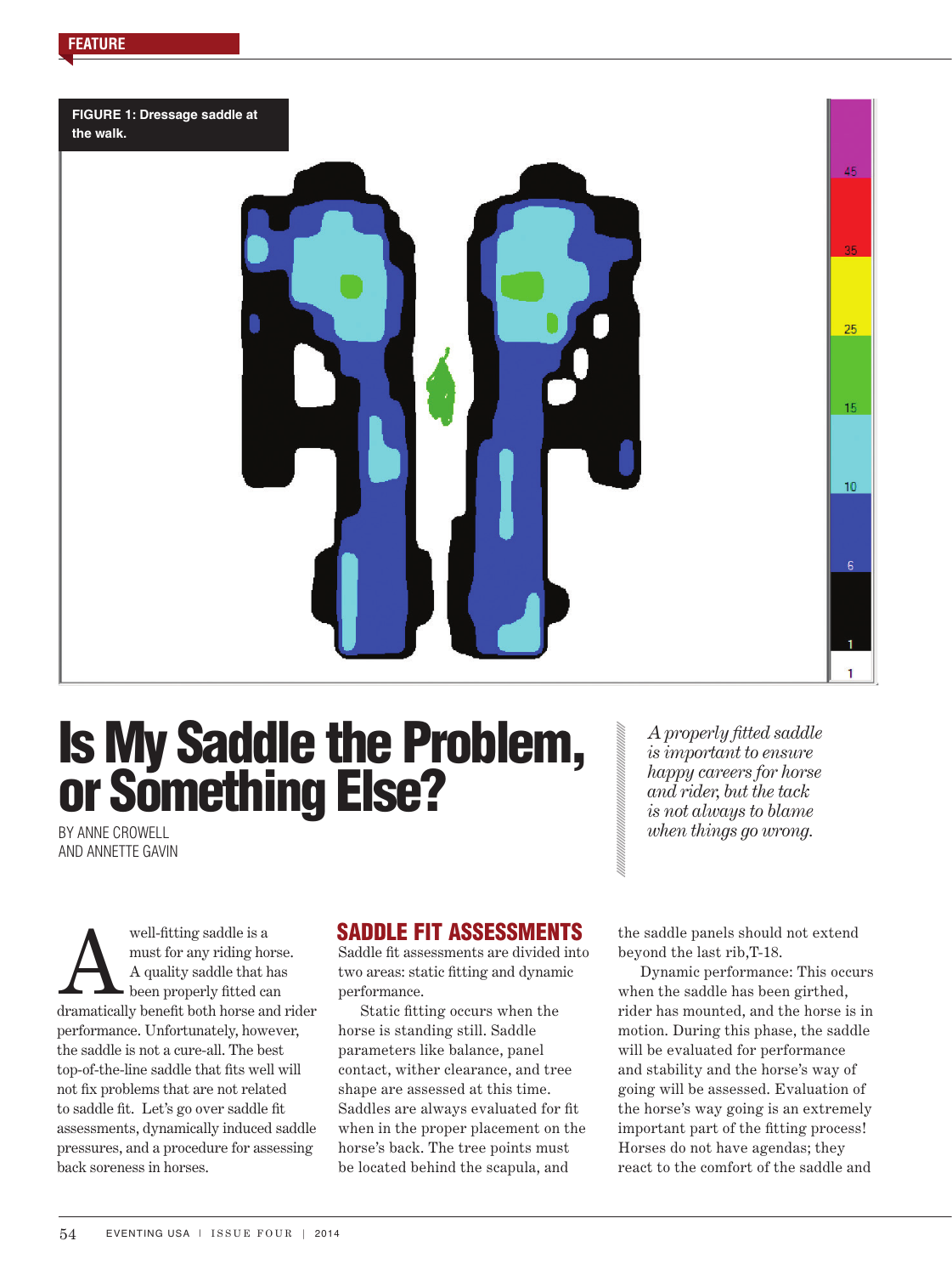FIGURE 1: Dressage saddle at the walk.

# Is My Saddle the Problem, or Something Else?

BY ANNE CROWELL AND ANNETTE GAVIN

*A properly fitted saddle is important to ensure happy careers for horse and rider, but the tack is not always to blame when things go wrong.*

A well-fitting saddle is a must for any riding horse. A quality saddle that has been properly fitted can dramatically benefit both horse and rider performance. Unfortunately, however, the saddle is not a cure-all. The best top-of-the-line saddle that fits well will not fix problems that are not related to saddle fit. Let's go over saddle fit assessments, dynamically induced saddle pressures, and a procedure for assessing back soreness in horses.

## SADDLE FIT ASSESSMENTS

Saddle fit assessments are divided into two areas: static fitting and dynamic performance.

Static fitting occurs when the horse is standing still. Saddle parameters like balance, panel contact, wither clearance, and tree shape are assessed at this time. Saddles are always evaluated for fit when in the proper placement on the horse's back. The tree points must be located behind the scapula, and the saddle panels should not extend beyond the last rib,T-18.

Dynamic performance: This occurs when the saddle has been girthed, rider has mounted, and the horse is in motion. During this phase, the saddle will be evaluated for performance and stability and the horse's way of going will be assessed. Evaluation of the horse's way going is an extremely important part of the fitting process! Horses do not have agendas; they react to the comfort of the saddle and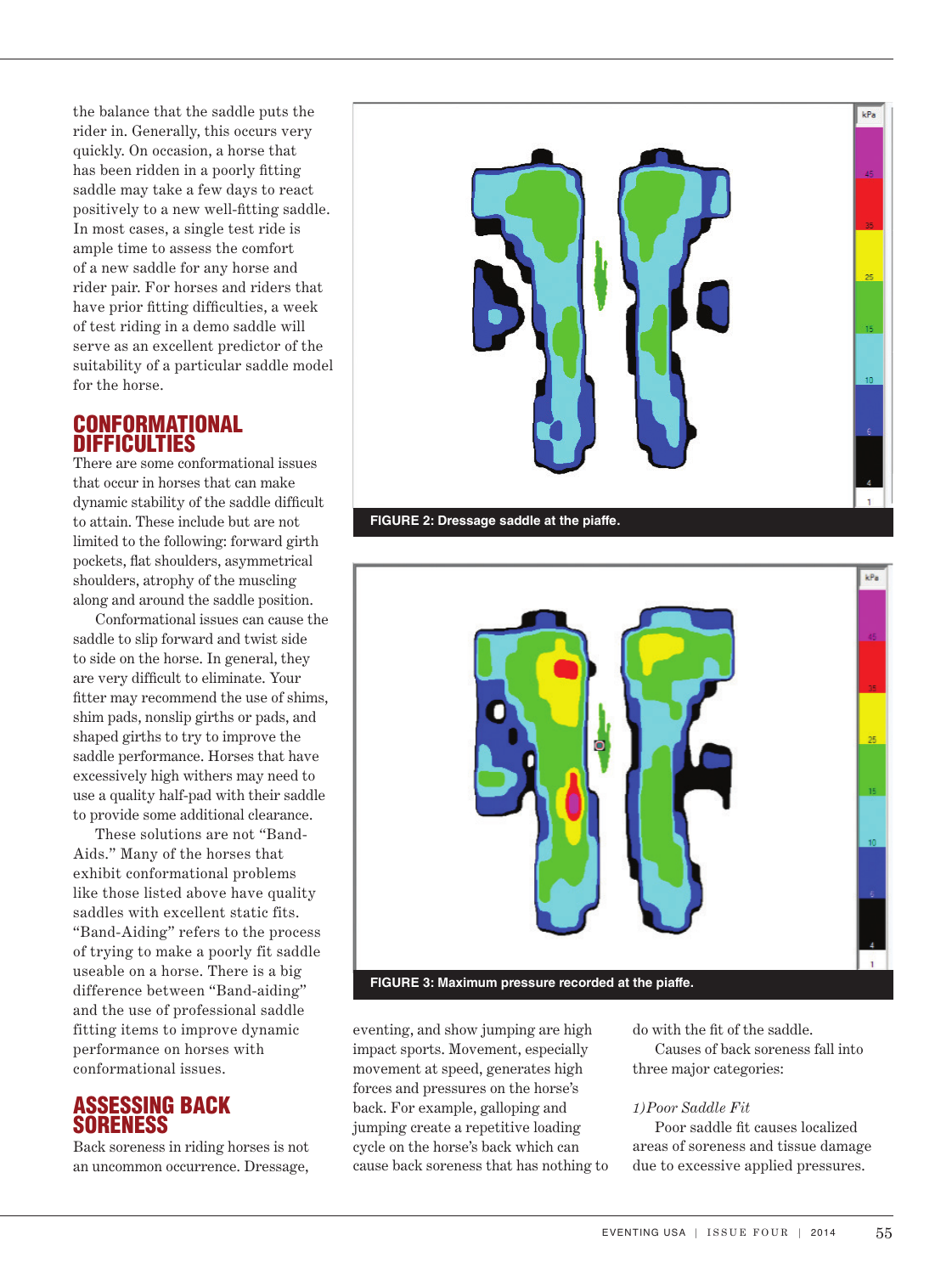the balance that the saddle puts the rider in. Generally, this occurs very quickly. On occasion, a horse that has been ridden in a poorly fitting saddle may take a few days to react positively to a new well-fitting saddle. In most cases, a single test ride is ample time to assess the comfort of a new saddle for any horse and rider pair. For horses and riders that have prior fitting difficulties, a week of test riding in a demo saddle will serve as an excellent predictor of the suitability of a particular saddle model for the horse.

## CONFORMATIONAL DIFFICULTIES

There are some conformational issues that occur in horses that can make dynamic stability of the saddle difficult to attain. These include but are not limited to the following: forward girth pockets, flat shoulders, asymmetrical shoulders, atrophy of the muscling along and around the saddle position.

Conformational issues can cause the saddle to slip forward and twist side to side on the horse. In general, they are very difficult to eliminate. Your fitter may recommend the use of shims, shim pads, nonslip girths or pads, and shaped girths to try to improve the saddle performance. Horses that have excessively high withers may need to use a quality half-pad with their saddle to provide some additional clearance.

These solutions are not "Band-Aids." Many of the horses that exhibit conformational problems like those listed above have quality saddles with excellent static fits. "Band-Aiding" refers to the process of trying to make a poorly fit saddle useable on a horse. There is a big difference between "Band-aiding" and the use of professional saddle fitting items to improve dynamic performance on horses with conformational issues.

## ASSESSING BACK SORENESS

Back soreness in riding horses is not an uncommon occurrence. Dressage, eventing, and show jumping are high impact sports. Movement, especially movement at speed, generates high forces and pressures on the horse's back. For example, galloping and jumping create a repetitive loading cycle on the horse's back which can cause back soreness that has nothing to do with the fit of the saddle.

Causes of back soreness fall into three major categories:

*1) Poor Saddle Fit*

Poor saddle fit causes localized areas of soreness and tissue damage due to excessive applied pressures.

**FIGURE 2: Dressage saddle at the piaffe.**

**FIGURE 3: Maximum pressure recorded at the piaffe.**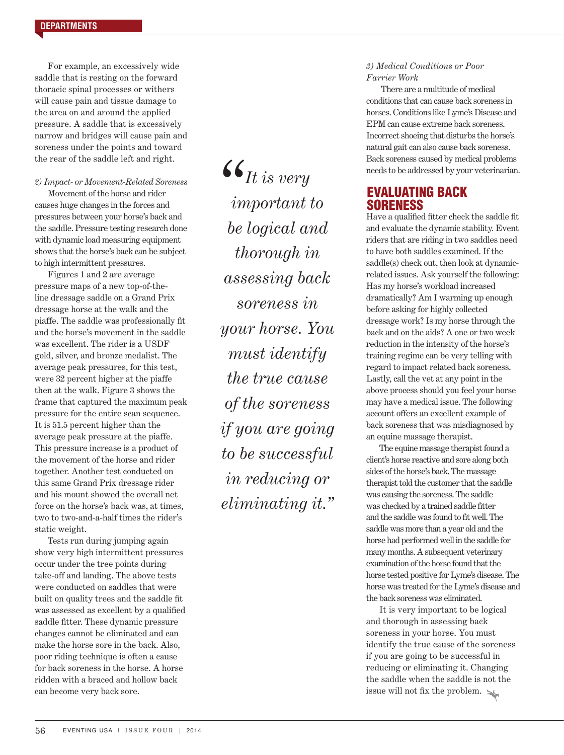For example, an excessively wide saddle that is resting on the forward thoracic spinal processes or withers will cause pain and tissue damage to the area on and around the applied pressure. A saddle that is excessively narrow and bridges will cause pain and soreness under the points and toward the rear of the saddle left and right.

*2) Impact- or Movement-Related Soreness*

Movement of the horse and rider causes huge changes in the forces and pressures between your horse's back and the saddle. Pressure testing research done with dynamic load measuring equipment shows that the horse's back can be subject to high intermittent pressures.

Figures 1 and 2 are average pressure maps of a new top-of-the-line dressage saddle on a Grand Prix dressage horse at the walk and the piaffe. The saddle was professionally fit and the horse's movement in the saddle was excellent. The rider is a USDF gold, silver, and bronze medalist. The average peak pressures, for this test, were 32 percent higher at the piaffe then at the walk. Figure 3 shows the frame that captured the maximum peak pressure for the entire scan sequence. It is 51.5 percent higher than the average peak pressure at the piaffe. This pressure increase is a product of the movement of the horse and rider together. Another test conducted on this same Grand Prix dressage rider and his mount showed the overall net force on the horse's back was, at times, two to two-and-a-half times the rider's static weight.

Tests run during jumping again show very high intermittent pressures occur under the tree points during take-off and landing. The above tests were conducted on saddles that were built on quality trees and the saddle fit was assessed as excellent by a qualified saddle fitter. These dynamic pressure changes cannot be eliminated and can make the horse sore in the back. Also, poor riding technique is often a cause for back soreness in the horse. A horse ridden with a braced and hollow back can become very back sore.

> *"It is very important to be logical and thorough in assessing back soreness in your horse. You must identify the true cause of the soreness if you are going to be successful in reducing or eliminating it."*

*3) Medical Conditions or Poor Farrier Work*

There are a multitude of medical conditions that can cause back soreness in horses. Conditions like Lyme's Disease and EPM can cause extreme back soreness. Incorrect shoeing that disturbs the horse's natural gait can also cause back soreness. Back soreness caused by medical problems needs to be addressed by your veterinarian.

## EVALUATING BACK SORENESS

Have a qualified fitter check the saddle fit and evaluate the dynamic stability. Event riders that are riding in two saddles need to have both saddles examined. If the saddle(s) check out, then look at dynamic-related issues. Ask yourself the following: Has my horse's workload increased dramatically? Am I warming up enough before asking for highly collected dressage work? Is my horse through the back and on the aids? A one or two week reduction in the intensity of the horse's training regime can be very telling with regard to impact related back soreness. Lastly, call the vet at any point in the above process should you feel your horse may have a medical issue. The following account offers an excellent example of back soreness that was misdiagnosed by an equine massage therapist.

The equine massage therapist found a client's horse reactive and sore along both sides of the horse's back. The massage therapist told the customer that the saddle was causing the soreness. The saddle was checked by a trained saddle fitter and the saddle was found to fit well. The saddle was more than a year old and the horse had performed well in the saddle for many months. A subsequent veterinary examination of the horse found that the horse tested positive for Lyme's disease. The horse was treated for the Lyme's disease and the back soreness was eliminated.

It is very important to be logical and thorough in assessing back soreness in your horse. You must identify the true cause of the soreness if you are going to be successful in reducing or eliminating it. Changing the saddle when the saddle is not the issue will not fix the problem.